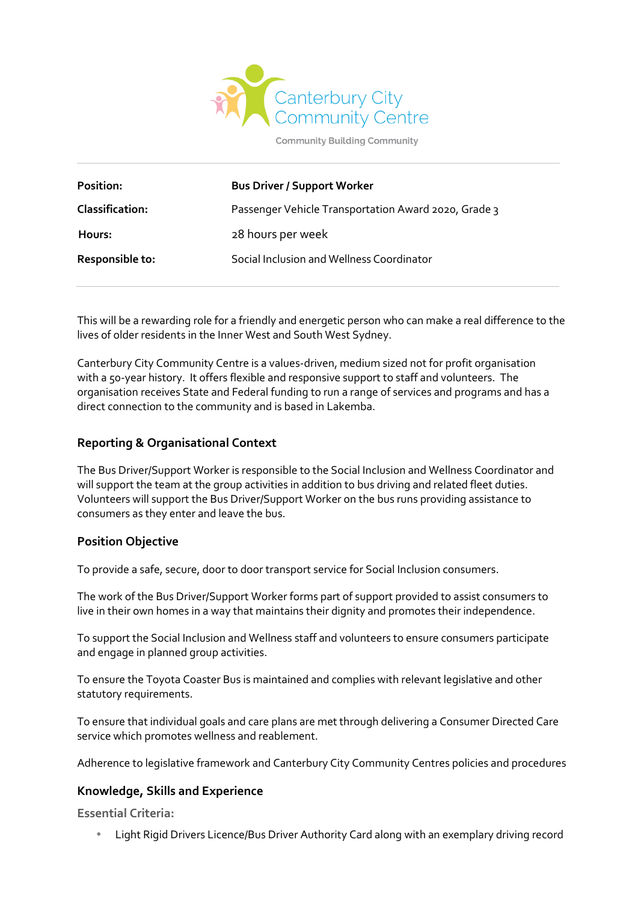Canterbury City Community Centre

Community Building Community

| Position: | **Bus Driver / Support Worker** |
|---|---|
| **Classification:** | Passenger Vehicle Transportation Award 2020, Grade 3 |
| **Hours:** | 28 hours per week |
| **Responsible to:** | Social Inclusion and Wellness Coordinator |

This will be a rewarding role for a friendly and energetic person who can make a real difference to the lives of older residents in the Inner West and South West Sydney.

Canterbury City Community Centre is a values-driven, medium sized not for profit organisation with a 50-year history. It offers flexible and responsive support to staff and volunteers. The organisation receives State and Federal funding to run a range of services and programs and has a direct connection to the community and is based in Lakemba.

## Reporting & Organisational Context

The Bus Driver/Support Worker is responsible to the Social Inclusion and Wellness Coordinator and will support the team at the group activities in addition to bus driving and related fleet duties. Volunteers will support the Bus Driver/Support Worker on the bus runs providing assistance to consumers as they enter and leave the bus.

## Position Objective

To provide a safe, secure, door to door transport service for Social Inclusion consumers.

The work of the Bus Driver/Support Worker forms part of support provided to assist consumers to live in their own homes in a way that maintains their dignity and promotes their independence.

To support the Social Inclusion and Wellness staff and volunteers to ensure consumers participate and engage in planned group activities.

To ensure the Toyota Coaster Bus is maintained and complies with relevant legislative and other statutory requirements.

To ensure that individual goals and care plans are met through delivering a Consumer Directed Care service which promotes wellness and reablement.

Adherence to legislative framework and Canterbury City Community Centres policies and procedures

## Knowledge, Skills and Experience

### Essential Criteria:

- Light Rigid Drivers Licence/Bus Driver Authority Card along with an exemplary driving record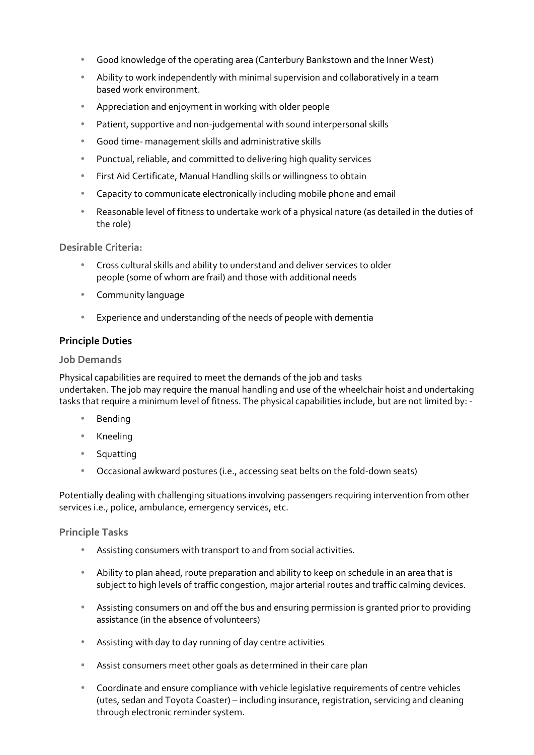- Good knowledge of the operating area (Canterbury Bankstown and the Inner West)
- Ability to work independently with minimal supervision and collaboratively in a team based work environment.
- Appreciation and enjoyment in working with older people
- Patient, supportive and non-judgemental with sound interpersonal skills
- Good time- management skills and administrative skills
- Punctual, reliable, and committed to delivering high quality services
- First Aid Certificate, Manual Handling skills or willingness to obtain
- Capacity to communicate electronically including mobile phone and email
- Reasonable level of fitness to undertake work of a physical nature (as detailed in the duties of the role)

### Desirable Criteria:

- Cross cultural skills and ability to understand and deliver services to older people (some of whom are frail) and those with additional needs
- Community language
- Experience and understanding of the needs of people with dementia

## Principle Duties

### Job Demands

Physical capabilities are required to meet the demands of the job and tasks undertaken. The job may require the manual handling and use of the wheelchair hoist and undertaking tasks that require a minimum level of fitness. The physical capabilities include, but are not limited by: -

- Bending
- Kneeling
- Squatting
- Occasional awkward postures (i.e., accessing seat belts on the fold-down seats)

Potentially dealing with challenging situations involving passengers requiring intervention from other services i.e., police, ambulance, emergency services, etc.

### Principle Tasks

- Assisting consumers with transport to and from social activities.
- Ability to plan ahead, route preparation and ability to keep on schedule in an area that is subject to high levels of traffic congestion, major arterial routes and traffic calming devices.
- Assisting consumers on and off the bus and ensuring permission is granted prior to providing assistance (in the absence of volunteers)
- Assisting with day to day running of day centre activities
- Assist consumers meet other goals as determined in their care plan
- Coordinate and ensure compliance with vehicle legislative requirements of centre vehicles (utes, sedan and Toyota Coaster) – including insurance, registration, servicing and cleaning through electronic reminder system.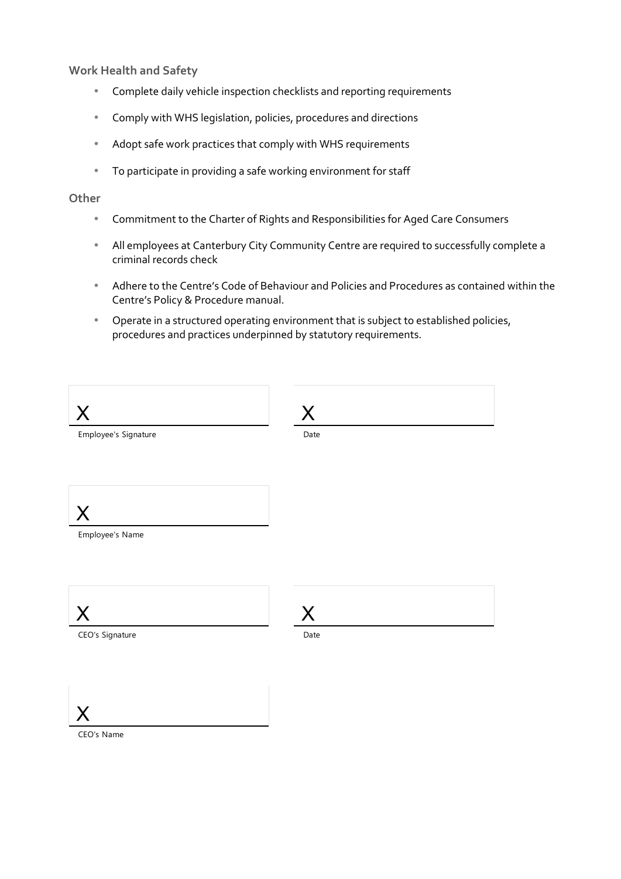### Work Health and Safety

- Complete daily vehicle inspection checklists and reporting requirements
- Comply with WHS legislation, policies, procedures and directions
- Adopt safe work practices that comply with WHS requirements
- To participate in providing a safe working environment for staff

### Other

- Commitment to the Charter of Rights and Responsibilities for Aged Care Consumers
- All employees at Canterbury City Community Centre are required to successfully complete a criminal records check
- Adhere to the Centre's Code of Behaviour and Policies and Procedures as contained within the Centre's Policy & Procedure manual.
- Operate in a structured operating environment that is subject to established policies, procedures and practices underpinned by statutory requirements.

X
Employee's Signature

X
Date

X
Employee's Name

X
CEO's Signature

X
Date

X
CEO's Name